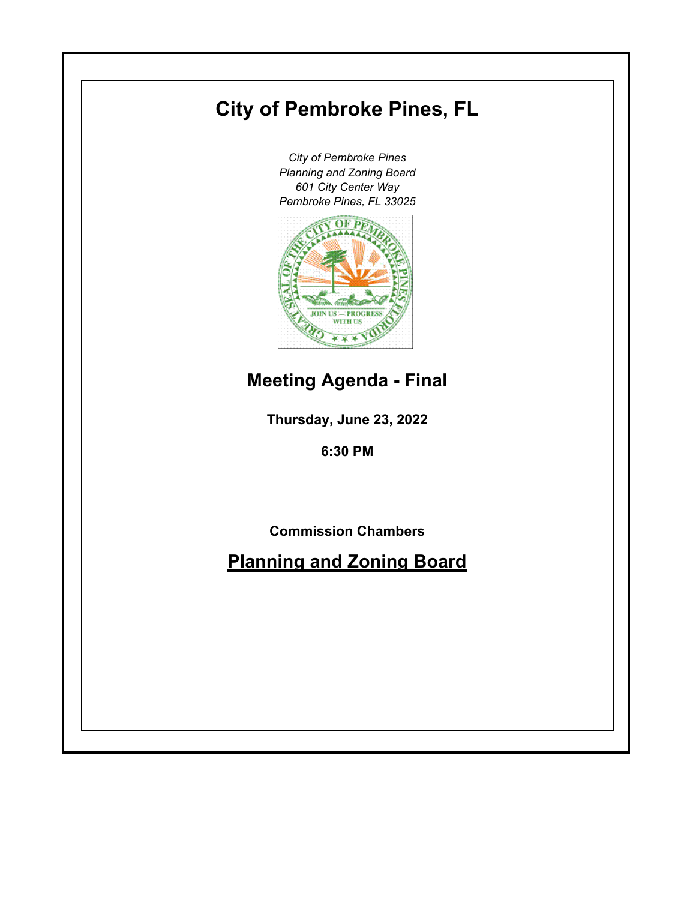# City of Pembroke Pines, FL

*City of Pembroke Pines*
*Planning and Zoning Board*
*601 City Center Way*
*Pembroke Pines, FL 33025*

## Meeting Agenda - Final

**Thursday, June 23, 2022**

**6:30 PM**

**Commission Chambers**

## Planning and Zoning Board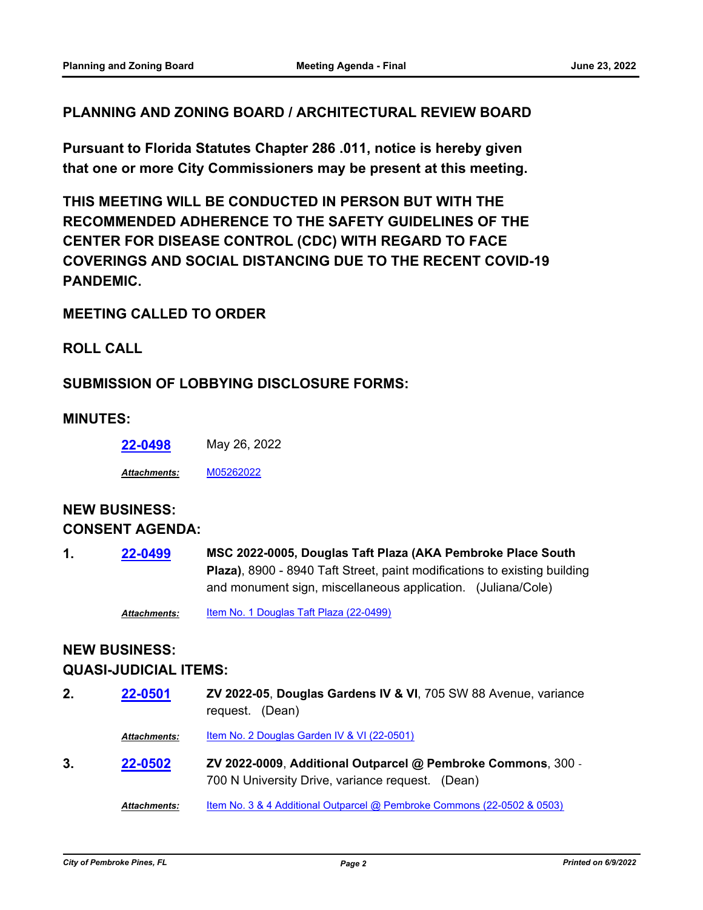## PLANNING AND ZONING BOARD / ARCHITECTURAL REVIEW BOARD

**Pursuant to Florida Statutes Chapter 286 .011, notice is hereby given that one or more City Commissioners may be present at this meeting.**

**THIS MEETING WILL BE CONDUCTED IN PERSON BUT WITH THE RECOMMENDED ADHERENCE TO THE SAFETY GUIDELINES OF THE CENTER FOR DISEASE CONTROL (CDC) WITH REGARD TO FACE COVERINGS AND SOCIAL DISTANCING DUE TO THE RECENT COVID-19 PANDEMIC.**

## MEETING CALLED TO ORDER

## ROLL CALL

## SUBMISSION OF LOBBYING DISCLOSURE FORMS:

## MINUTES:

**22-0498** May 26, 2022

*Attachments:* M05262022

## NEW BUSINESS:
## CONSENT AGENDA:

1. **22-0499** **MSC 2022-0005, Douglas Taft Plaza (AKA Pembroke Place South Plaza)**, 8900 - 8940 Taft Street, paint modifications to existing building and monument sign, miscellaneous application. (Juliana/Cole)

   *Attachments:* Item No. 1 Douglas Taft Plaza (22-0499)

## NEW BUSINESS:
## QUASI-JUDICIAL ITEMS:

2. **22-0501** **ZV 2022-05**, **Douglas Gardens IV & VI**, 705 SW 88 Avenue, variance request. (Dean)

   *Attachments:* Item No. 2 Douglas Garden IV & VI (22-0501)

3. **22-0502** **ZV 2022-0009**, **Additional Outparcel @ Pembroke Commons**, 300 - 700 N University Drive, variance request. (Dean)

   *Attachments:* Item No. 3 & 4 Additional Outparcel @ Pembroke Commons (22-0502 & 0503)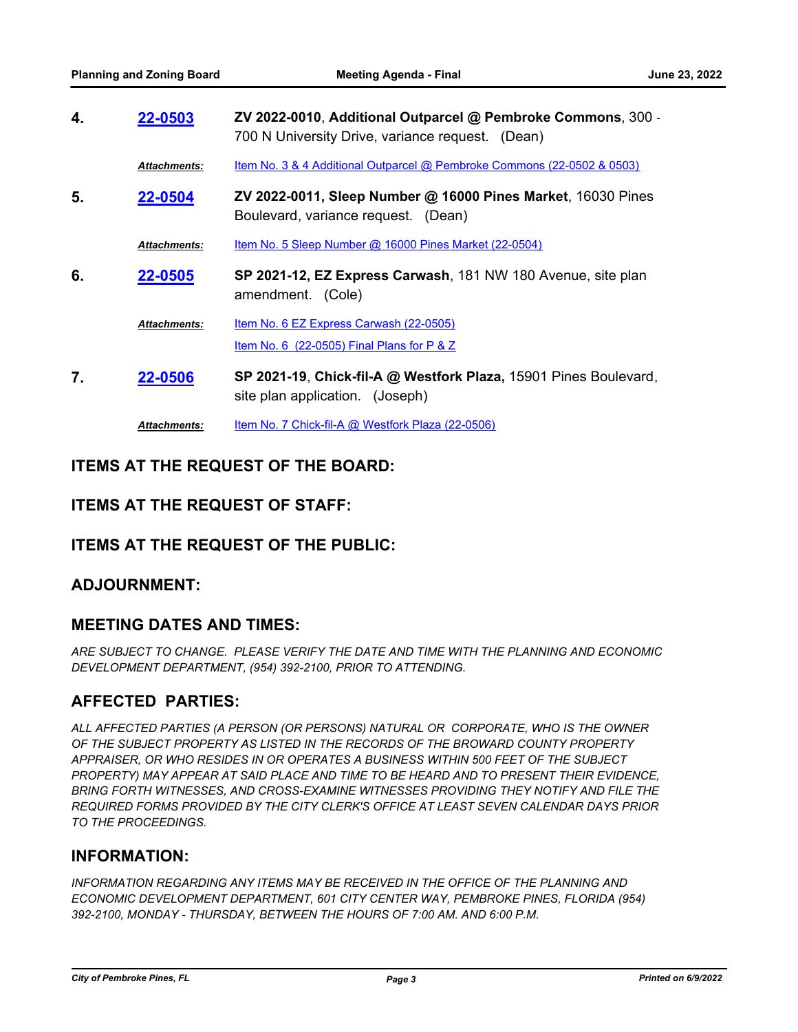4. **22-0503** **ZV 2022-0010**, **Additional Outparcel @ Pembroke Commons**, 300 - 700 N University Drive, variance request. (Dean)

   ***Attachments:*** Item No. 3 & 4 Additional Outparcel @ Pembroke Commons (22-0502 & 0503)

5. **22-0504** **ZV 2022-0011, Sleep Number @ 16000 Pines Market**, 16030 Pines Boulevard, variance request. (Dean)

   ***Attachments:*** Item No. 5 Sleep Number @ 16000 Pines Market (22-0504)

6. **22-0505** **SP 2021-12, EZ Express Carwash**, 181 NW 180 Avenue, site plan amendment. (Cole)

   ***Attachments:*** Item No. 6 EZ Express Carwash (22-0505)

   Item No. 6 (22-0505) Final Plans for P & Z

7. **22-0506** **SP 2021-19**, **Chick-fil-A @ Westfork Plaza,** 15901 Pines Boulevard, site plan application. (Joseph)

   ***Attachments:*** Item No. 7 Chick-fil-A @ Westfork Plaza (22-0506)

## ITEMS AT THE REQUEST OF THE BOARD:

## ITEMS AT THE REQUEST OF STAFF:

## ITEMS AT THE REQUEST OF THE PUBLIC:

## ADJOURNMENT:

## MEETING DATES AND TIMES:

*ARE SUBJECT TO CHANGE. PLEASE VERIFY THE DATE AND TIME WITH THE PLANNING AND ECONOMIC DEVELOPMENT DEPARTMENT, (954) 392-2100, PRIOR TO ATTENDING.*

## AFFECTED PARTIES:

*ALL AFFECTED PARTIES (A PERSON (OR PERSONS) NATURAL OR CORPORATE, WHO IS THE OWNER OF THE SUBJECT PROPERTY AS LISTED IN THE RECORDS OF THE BROWARD COUNTY PROPERTY APPRAISER, OR WHO RESIDES IN OR OPERATES A BUSINESS WITHIN 500 FEET OF THE SUBJECT PROPERTY) MAY APPEAR AT SAID PLACE AND TIME TO BE HEARD AND TO PRESENT THEIR EVIDENCE, BRING FORTH WITNESSES, AND CROSS-EXAMINE WITNESSES PROVIDING THEY NOTIFY AND FILE THE REQUIRED FORMS PROVIDED BY THE CITY CLERK'S OFFICE AT LEAST SEVEN CALENDAR DAYS PRIOR TO THE PROCEEDINGS.*

## INFORMATION:

*INFORMATION REGARDING ANY ITEMS MAY BE RECEIVED IN THE OFFICE OF THE PLANNING AND ECONOMIC DEVELOPMENT DEPARTMENT, 601 CITY CENTER WAY, PEMBROKE PINES, FLORIDA (954) 392-2100, MONDAY - THURSDAY, BETWEEN THE HOURS OF 7:00 AM. AND 6:00 P.M.*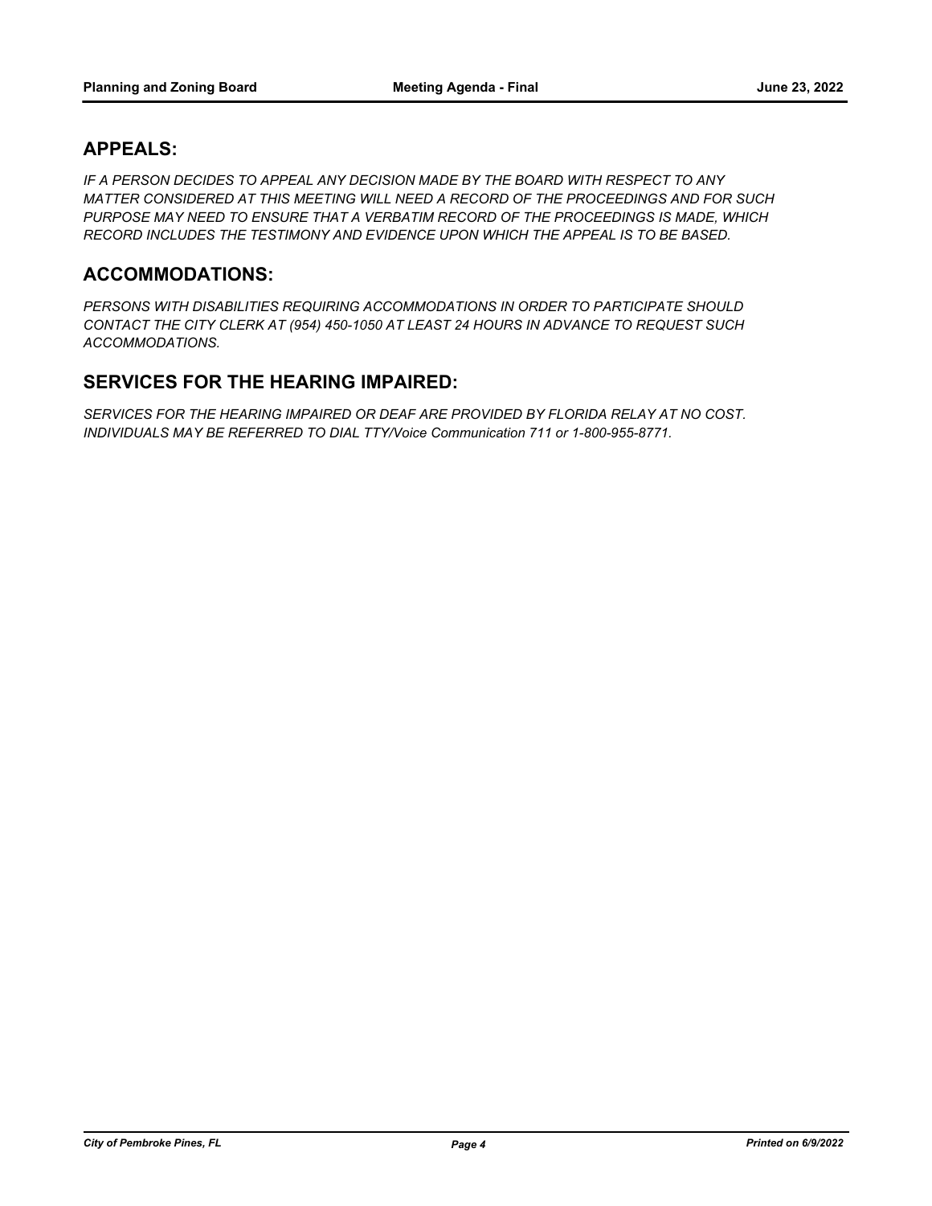## APPEALS:

*IF A PERSON DECIDES TO APPEAL ANY DECISION MADE BY THE BOARD WITH RESPECT TO ANY MATTER CONSIDERED AT THIS MEETING WILL NEED A RECORD OF THE PROCEEDINGS AND FOR SUCH PURPOSE MAY NEED TO ENSURE THAT A VERBATIM RECORD OF THE PROCEEDINGS IS MADE, WHICH RECORD INCLUDES THE TESTIMONY AND EVIDENCE UPON WHICH THE APPEAL IS TO BE BASED.*

## ACCOMMODATIONS:

*PERSONS WITH DISABILITIES REQUIRING ACCOMMODATIONS IN ORDER TO PARTICIPATE SHOULD CONTACT THE CITY CLERK AT (954) 450-1050 AT LEAST 24 HOURS IN ADVANCE TO REQUEST SUCH ACCOMMODATIONS.*

## SERVICES FOR THE HEARING IMPAIRED:

*SERVICES FOR THE HEARING IMPAIRED OR DEAF ARE PROVIDED BY FLORIDA RELAY AT NO COST. INDIVIDUALS MAY BE REFERRED TO DIAL TTY/Voice Communication 711 or 1-800-955-8771.*